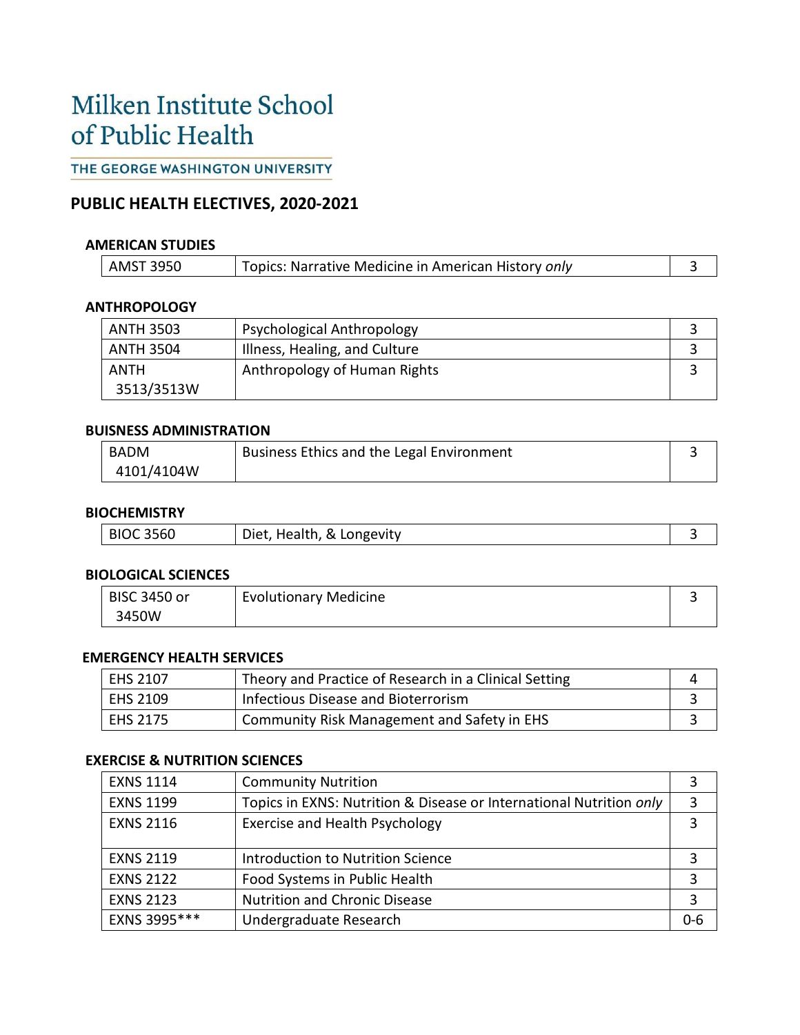# Milken Institute School of Public Health

THE GEORGE WASHINGTON UNIVERSITY

## PUBLIC HEALTH ELECTIVES, 2020-2021

### AMERICAN STUDIES

| | | |
|---|---|---|
| AMST 3950 | Topics: Narrative Medicine in American History *only* | 3 |

### ANTHROPOLOGY

| | | |
|---|---|---|
| ANTH 3503 | Psychological Anthropology | 3 |
| ANTH 3504 | Illness, Healing, and Culture | 3 |
| ANTH 3513/3513W | Anthropology of Human Rights | 3 |

### BUISNESS ADMINISTRATION

| | | |
|---|---|---|
| BADM 4101/4104W | Business Ethics and the Legal Environment | 3 |

### BIOCHEMISTRY

| | | |
|---|---|---|
| BIOC 3560 | Diet, Health, & Longevity | 3 |

### BIOLOGICAL SCIENCES

| | | |
|---|---|---|
| BISC 3450 or 3450W | Evolutionary Medicine | 3 |

### EMERGENCY HEALTH SERVICES

| | | |
|---|---|---|
| EHS 2107 | Theory and Practice of Research in a Clinical Setting | 4 |
| EHS 2109 | Infectious Disease and Bioterrorism | 3 |
| EHS 2175 | Community Risk Management and Safety in EHS | 3 |

### EXERCISE & NUTRITION SCIENCES

| | | |
|---|---|---|
| EXNS 1114 | Community Nutrition | 3 |
| EXNS 1199 | Topics in EXNS: Nutrition & Disease or International Nutrition *only* | 3 |
| EXNS 2116 | Exercise and Health Psychology | 3 |
| EXNS 2119 | Introduction to Nutrition Science | 3 |
| EXNS 2122 | Food Systems in Public Health | 3 |
| EXNS 2123 | Nutrition and Chronic Disease | 3 |
| EXNS 3995*** | Undergraduate Research | 0-6 |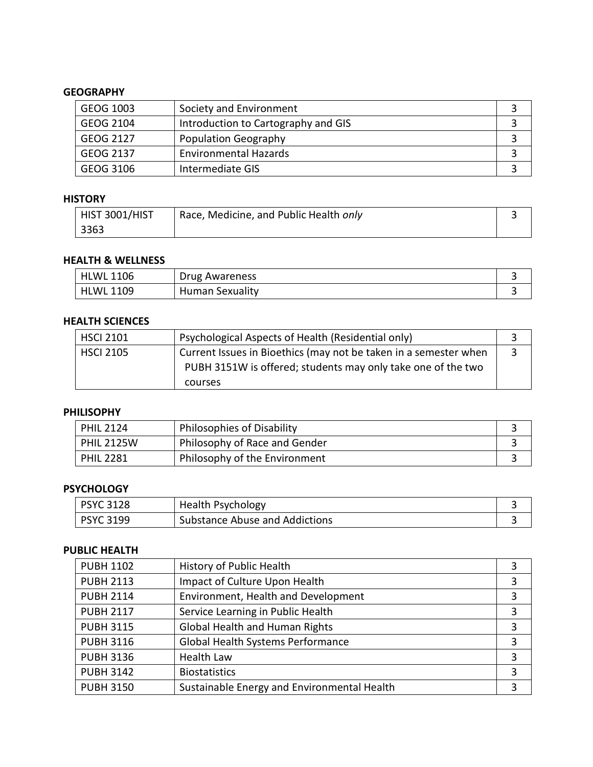**GEOGRAPHY**

| | | |
|---|---|---|
| GEOG 1003 | Society and Environment | 3 |
| GEOG 2104 | Introduction to Cartography and GIS | 3 |
| GEOG 2127 | Population Geography | 3 |
| GEOG 2137 | Environmental Hazards | 3 |
| GEOG 3106 | Intermediate GIS | 3 |

**HISTORY**

| | | |
|---|---|---|
| HIST 3001/HIST 3363 | Race, Medicine, and Public Health *only* | 3 |

**HEALTH & WELLNESS**

| | | |
|---|---|---|
| HLWL 1106 | Drug Awareness | 3 |
| HLWL 1109 | Human Sexuality | 3 |

**HEALTH SCIENCES**

| | | |
|---|---|---|
| HSCI 2101 | Psychological Aspects of Health (Residential only) | 3 |
| HSCI 2105 | Current Issues in Bioethics (may not be taken in a semester when PUBH 3151W is offered; students may only take one of the two courses | 3 |

**PHILISOPHY**

| | | |
|---|---|---|
| PHIL 2124 | Philosophies of Disability | 3 |
| PHIL 2125W | Philosophy of Race and Gender | 3 |
| PHIL 2281 | Philosophy of the Environment | 3 |

**PSYCHOLOGY**

| | | |
|---|---|---|
| PSYC 3128 | Health Psychology | 3 |
| PSYC 3199 | Substance Abuse and Addictions | 3 |

**PUBLIC HEALTH**

| | | |
|---|---|---|
| PUBH 1102 | History of Public Health | 3 |
| PUBH 2113 | Impact of Culture Upon Health | 3 |
| PUBH 2114 | Environment, Health and Development | 3 |
| PUBH 2117 | Service Learning in Public Health | 3 |
| PUBH 3115 | Global Health and Human Rights | 3 |
| PUBH 3116 | Global Health Systems Performance | 3 |
| PUBH 3136 | Health Law | 3 |
| PUBH 3142 | Biostatistics | 3 |
| PUBH 3150 | Sustainable Energy and Environmental Health | 3 |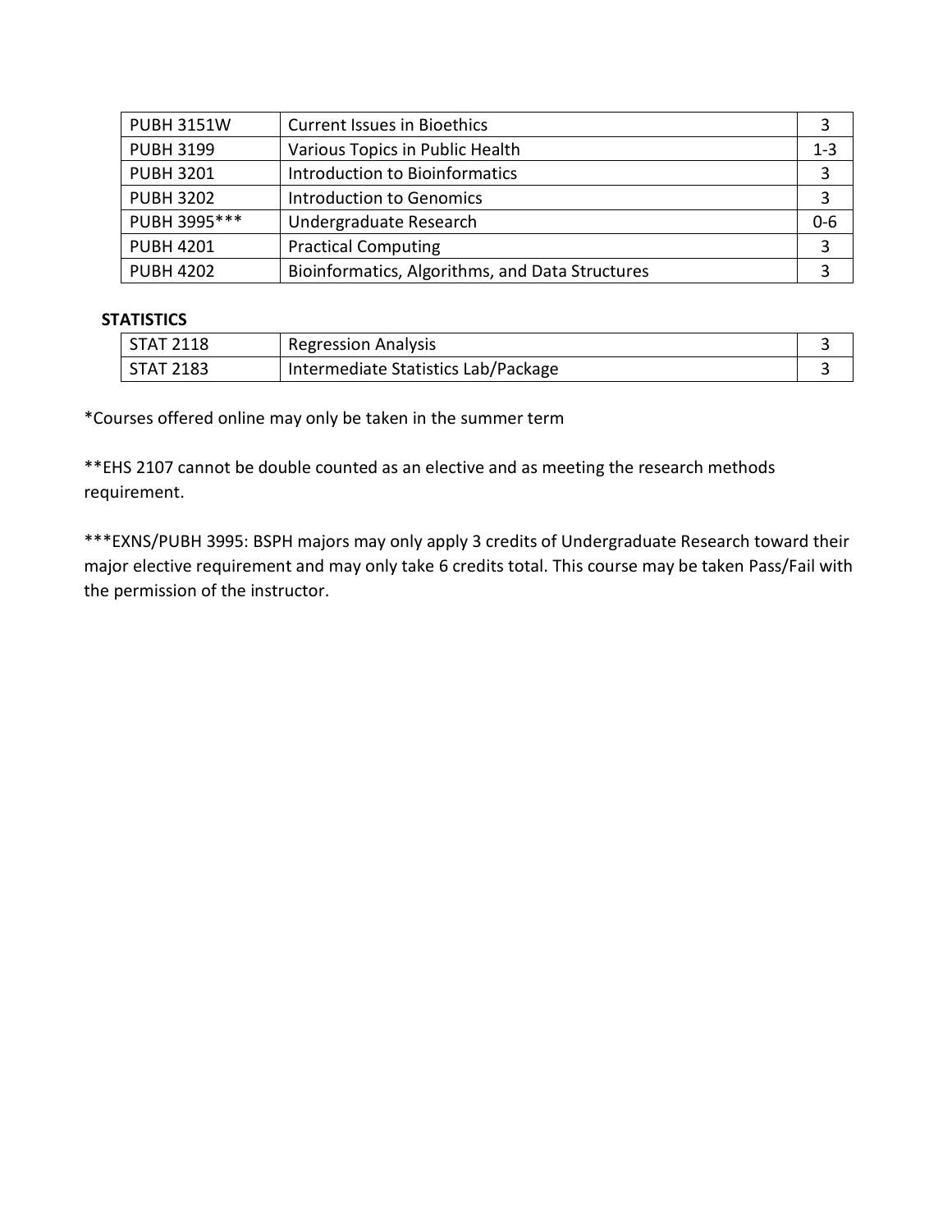| | | |
|---|---|---|
| PUBH 3151W | Current Issues in Bioethics | 3 |
| PUBH 3199 | Various Topics in Public Health | 1-3 |
| PUBH 3201 | Introduction to Bioinformatics | 3 |
| PUBH 3202 | Introduction to Genomics | 3 |
| PUBH 3995*** | Undergraduate Research | 0-6 |
| PUBH 4201 | Practical Computing | 3 |
| PUBH 4202 | Bioinformatics, Algorithms, and Data Structures | 3 |

**STATISTICS**

| | | |
|---|---|---|
| STAT 2118 | Regression Analysis | 3 |
| STAT 2183 | Intermediate Statistics Lab/Package | 3 |

*Courses offered online may only be taken in the summer term

**EHS 2107 cannot be double counted as an elective and as meeting the research methods requirement.

***EXNS/PUBH 3995: BSPH majors may only apply 3 credits of Undergraduate Research toward their major elective requirement and may only take 6 credits total. This course may be taken Pass/Fail with the permission of the instructor.